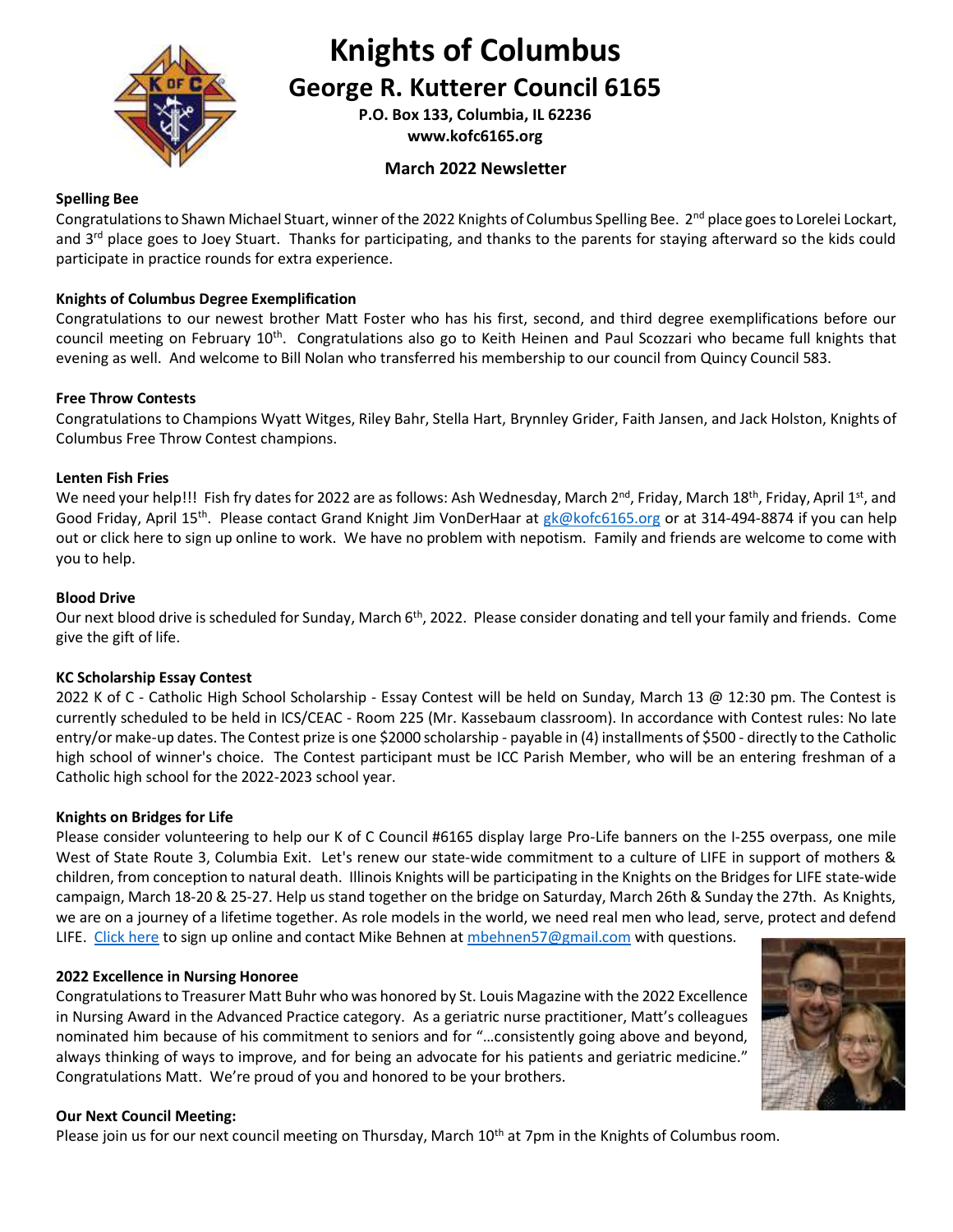# Knights of Columbus

## George R. Kutterer Council 6165

**P.O. Box 133, Columbia, IL 62236**
**www.kofc6165.org**

### March 2022 Newsletter

**Spelling Bee**

Congratulations to Shawn Michael Stuart, winner of the 2022 Knights of Columbus Spelling Bee. 2nd place goes to Lorelei Lockart, and 3rd place goes to Joey Stuart. Thanks for participating, and thanks to the parents for staying afterward so the kids could participate in practice rounds for extra experience.

**Knights of Columbus Degree Exemplification**

Congratulations to our newest brother Matt Foster who has his first, second, and third degree exemplifications before our council meeting on February 10th. Congratulations also go to Keith Heinen and Paul Scozzari who became full knights that evening as well. And welcome to Bill Nolan who transferred his membership to our council from Quincy Council 583.

**Free Throw Contests**

Congratulations to Champions Wyatt Witges, Riley Bahr, Stella Hart, Brynnley Grider, Faith Jansen, and Jack Holston, Knights of Columbus Free Throw Contest champions.

**Lenten Fish Fries**

We need your help!!! Fish fry dates for 2022 are as follows: Ash Wednesday, March 2nd, Friday, March 18th, Friday, April 1st, and Good Friday, April 15th. Please contact Grand Knight Jim VonDerHaar at gk@kofc6165.org or at 314-494-8874 if you can help out or click here to sign up online to work. We have no problem with nepotism. Family and friends are welcome to come with you to help.

**Blood Drive**

Our next blood drive is scheduled for Sunday, March 6th, 2022. Please consider donating and tell your family and friends. Come give the gift of life.

**KC Scholarship Essay Contest**

2022 K of C - Catholic High School Scholarship - Essay Contest will be held on Sunday, March 13 @ 12:30 pm. The Contest is currently scheduled to be held in ICS/CEAC - Room 225 (Mr. Kassebaum classroom). In accordance with Contest rules: No late entry/or make-up dates. The Contest prize is one $2000 scholarship - payable in (4) installments of $500 - directly to the Catholic high school of winner's choice. The Contest participant must be ICC Parish Member, who will be an entering freshman of a Catholic high school for the 2022-2023 school year.

**Knights on Bridges for Life**

Please consider volunteering to help our K of C Council #6165 display large Pro-Life banners on the I-255 overpass, one mile West of State Route 3, Columbia Exit. Let's renew our state-wide commitment to a culture of LIFE in support of mothers & children, from conception to natural death. Illinois Knights will be participating in the Knights on the Bridges for LIFE state-wide campaign, March 18-20 & 25-27. Help us stand together on the bridge on Saturday, March 26th & Sunday the 27th. As Knights, we are on a journey of a lifetime together. As role models in the world, we need real men who lead, serve, protect and defend LIFE. Click here to sign up online and contact Mike Behnen at mbehnen57@gmail.com with questions.

**2022 Excellence in Nursing Honoree**

Congratulations to Treasurer Matt Buhr who was honored by St. Louis Magazine with the 2022 Excellence in Nursing Award in the Advanced Practice category. As a geriatric nurse practitioner, Matt's colleagues nominated him because of his commitment to seniors and for "…consistently going above and beyond, always thinking of ways to improve, and for being an advocate for his patients and geriatric medicine." Congratulations Matt. We're proud of you and honored to be your brothers.

**Our Next Council Meeting:**

Please join us for our next council meeting on Thursday, March 10th at 7pm in the Knights of Columbus room.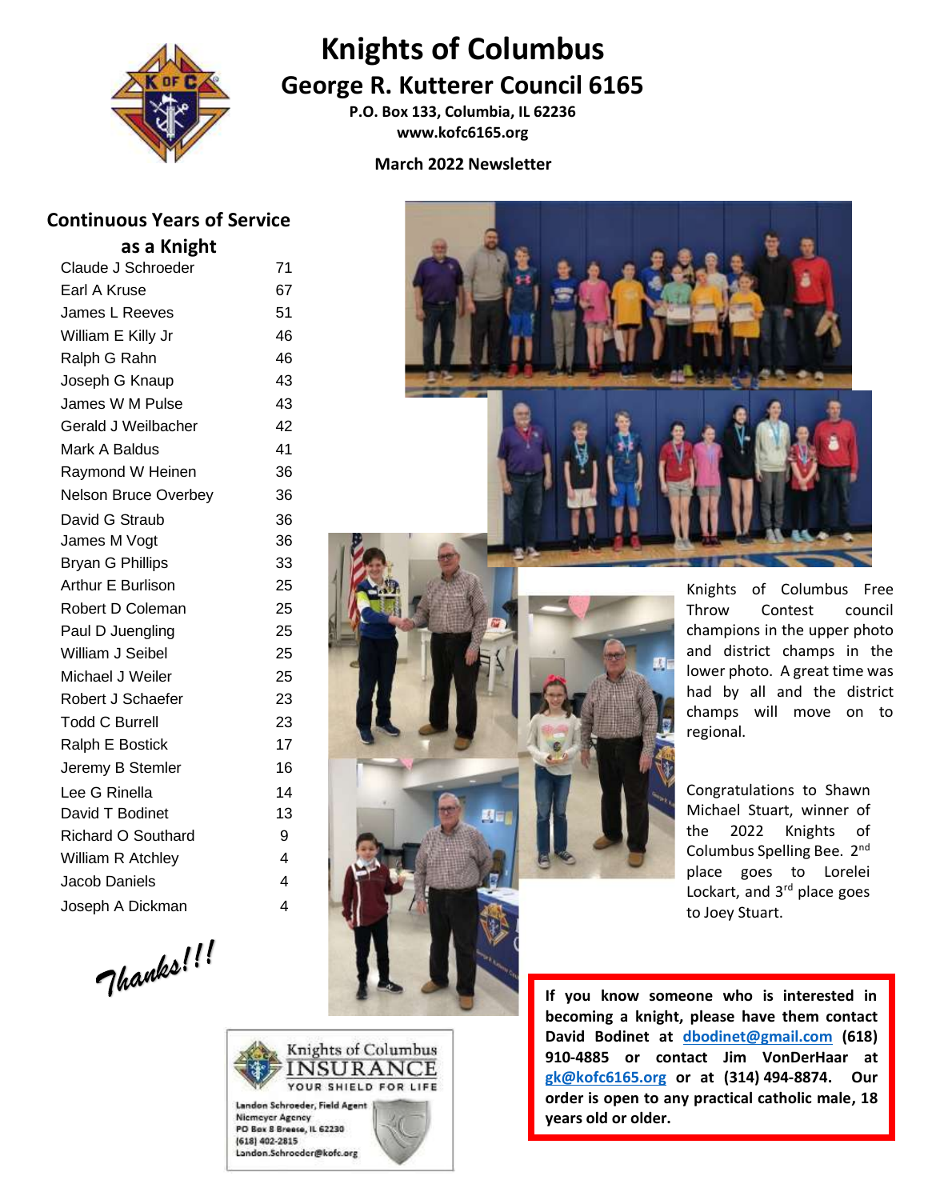# Knights of Columbus

## George R. Kutterer Council 6165

**P.O. Box 133, Columbia, IL 62236**
**www.kofc6165.org**

**March 2022 Newsletter**

## Continuous Years of Service as a Knight

| | |
|---|---|
| Claude J Schroeder | 71 |
| Earl A Kruse | 67 |
| James L Reeves | 51 |
| William E Killy Jr | 46 |
| Ralph G Rahn | 46 |
| Joseph G Knaup | 43 |
| James W M Pulse | 43 |
| Gerald J Weilbacher | 42 |
| Mark A Baldus | 41 |
| Raymond W Heinen | 36 |
| Nelson Bruce Overbey | 36 |
| David G Straub | 36 |
| James M Vogt | 36 |
| Bryan G Phillips | 33 |
| Arthur E Burlison | 25 |
| Robert D Coleman | 25 |
| Paul D Juengling | 25 |
| William J Seibel | 25 |
| Michael J Weiler | 25 |
| Robert J Schaefer | 23 |
| Todd C Burrell | 23 |
| Ralph E Bostick | 17 |
| Jeremy B Stemler | 16 |
| Lee G Rinella | 14 |
| David T Bodinet | 13 |
| Richard O Southard | 9 |
| William R Atchley | 4 |
| Jacob Daniels | 4 |
| Joseph A Dickman | 4 |

*Thanks!!!*

Knights of Columbus Free Throw Contest council champions in the upper photo and district champs in the lower photo. A great time was had by all and the district champs will move on to regional.

Congratulations to Shawn Michael Stuart, winner of the 2022 Knights of Columbus Spelling Bee. 2nd place goes to Lorelei Lockart, and 3rd place goes to Joey Stuart.

**If you know someone who is interested in becoming a knight, please have them contact David Bodinet at dbodinet@gmail.com (618) 910-4885 or contact Jim VonDerHaar at gk@kofc6165.org or at (314) 494-8874. Our order is open to any practical catholic male, 18 years old or older.**

Knights of Columbus INSURANCE
YOUR SHIELD FOR LIFE

Landon Schroeder, Field Agent
Niemeyer Agency
PO Box 8 Breese, IL 62230
(618) 402-2815
Landon.Schroeder@kofc.org